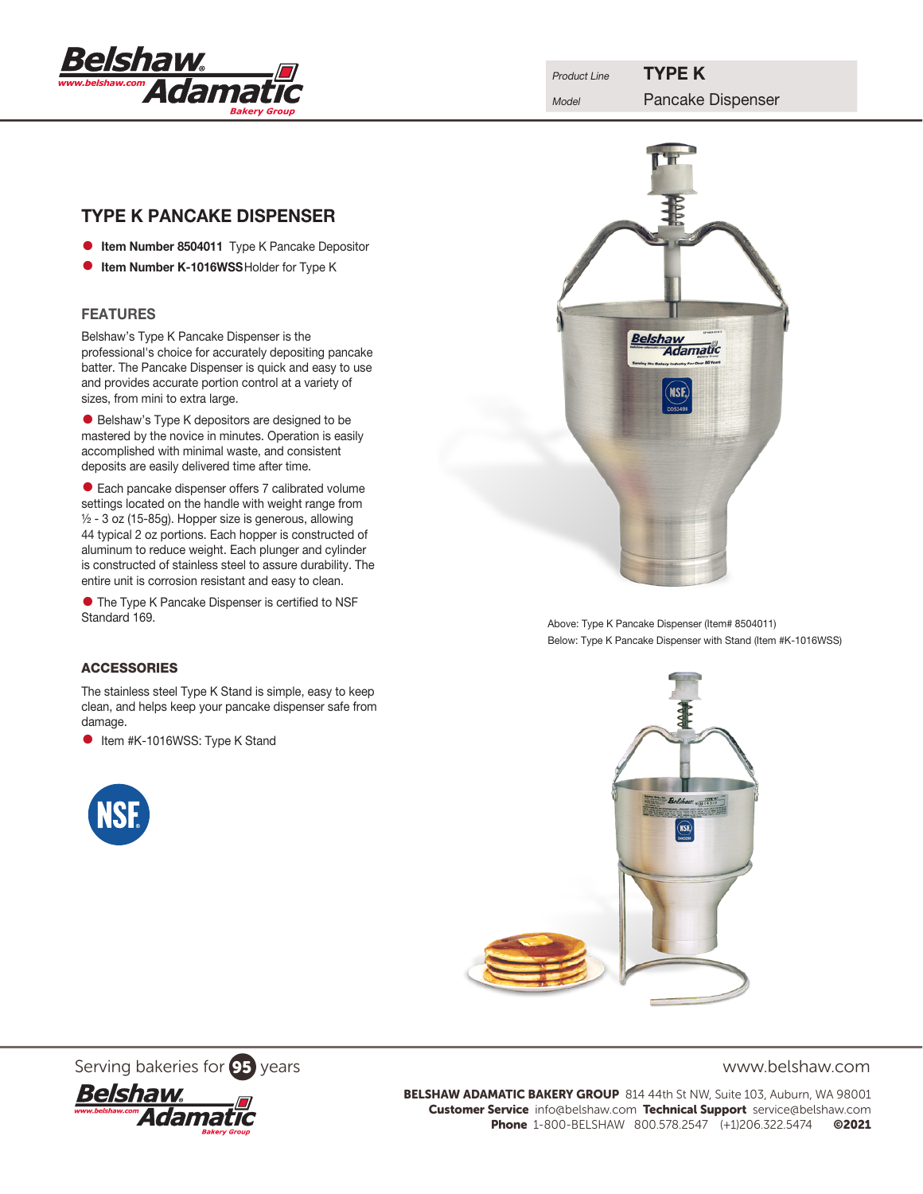| Product Line | TYPE K |
| --- | --- |
| Model | Pancake Dispenser |

# TYPE K PANCAKE DISPENSER

- **Item Number 8504011** Type K Pancake Depositor
- **Item Number K-1016WSS** Holder for Type K

## FEATURES

Belshaw's Type K Pancake Dispenser is the professional's choice for accurately depositing pancake batter. The Pancake Dispenser is quick and easy to use and provides accurate portion control at a variety of sizes, from mini to extra large.

- Belshaw's Type K depositors are designed to be mastered by the novice in minutes. Operation is easily accomplished with minimal waste, and consistent deposits are easily delivered time after time.

- Each pancake dispenser offers 7 calibrated volume settings located on the handle with weight range from ½ - 3 oz (15-85g). Hopper size is generous, allowing 44 typical 2 oz portions. Each hopper is constructed of aluminum to reduce weight. Each plunger and cylinder is constructed of stainless steel to assure durability. The entire unit is corrosion resistant and easy to clean.

- The Type K Pancake Dispenser is certified to NSF Standard 169.

## ACCESSORIES

The stainless steel Type K Stand is simple, easy to keep clean, and helps keep your pancake dispenser safe from damage.

- Item #K-1016WSS: Type K Stand

Above: Type K Pancake Dispenser (Item# 8504011)

Below: Type K Pancake Dispenser with Stand (Item #K-1016WSS)

Serving bakeries for 95 years

www.belshaw.com

**BELSHAW ADAMATIC BAKERY GROUP** 814 44th St NW, Suite 103, Auburn, WA 98001

**Customer Service** info@belshaw.com **Technical Support** service@belshaw.com

**Phone** 1-800-BELSHAW 800.578.2547 (+1)206.322.5474 **©2021**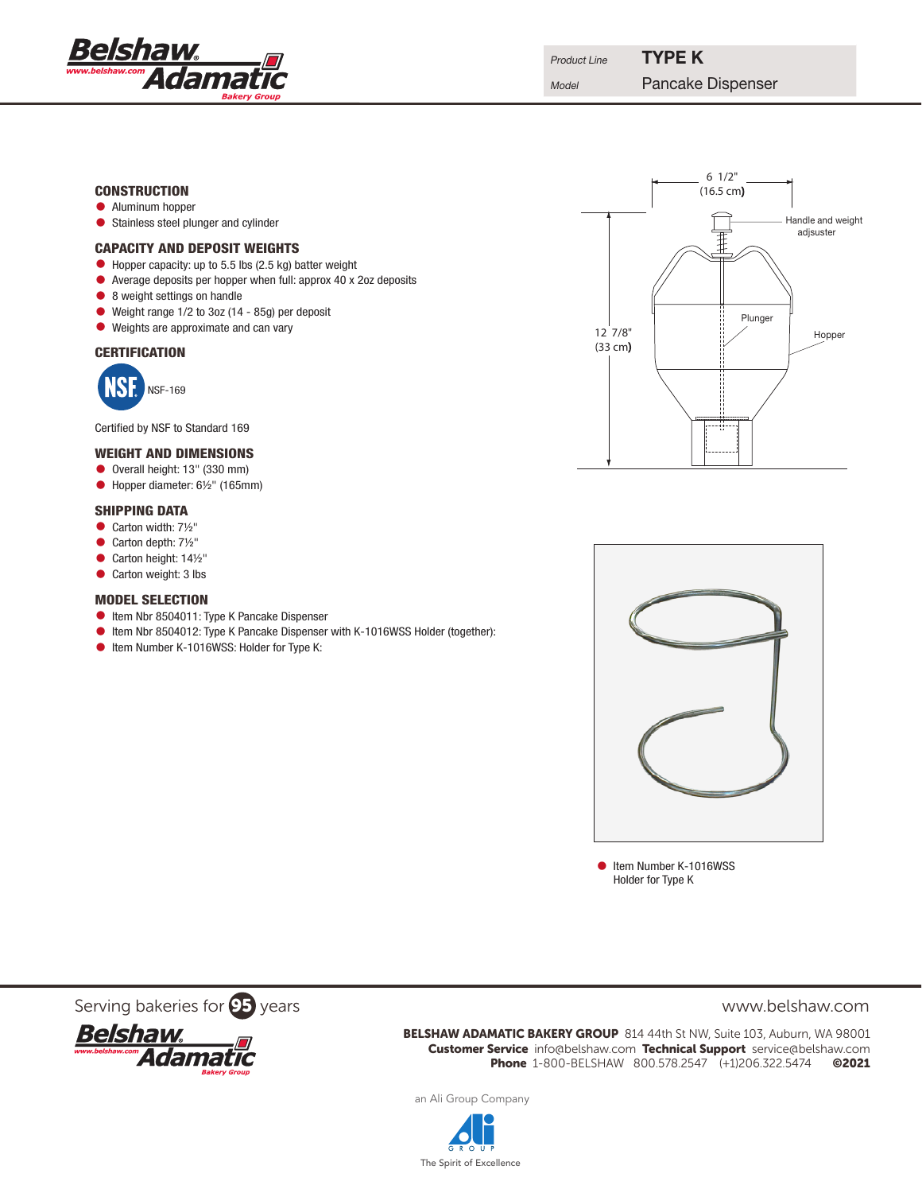| | |
|---|---|
| Product Line | **TYPE K** |
| Model | Pancake Dispenser |

### CONSTRUCTION

- Aluminum hopper
- Stainless steel plunger and cylinder

### CAPACITY AND DEPOSIT WEIGHTS

- Hopper capacity: up to 5.5 lbs (2.5 kg) batter weight
- Average deposits per hopper when full: approx 40 x 2oz deposits
- 8 weight settings on handle
- Weight range 1/2 to 3oz (14 - 85g) per deposit
- Weights are approximate and can vary

### CERTIFICATION

NSF-169

Certified by NSF to Standard 169

### WEIGHT AND DIMENSIONS

- Overall height: 13" (330 mm)
- Hopper diameter: 6½" (165mm)

### SHIPPING DATA

- Carton width: 7½"
- Carton depth: 7½"
- Carton height: 14½"
- Carton weight: 3 lbs

### MODEL SELECTION

- Item Nbr 8504011: Type K Pancake Dispenser
- Item Nbr 8504012: Type K Pancake Dispenser with K-1016WSS Holder (together):
- Item Number K-1016WSS: Holder for Type K:

6 1/2" (16.5 cm)

12 7/8" (33 cm)

Handle and weight adjsuster

Plunger

Hopper

- Item Number K-1016WSS Holder for Type K

Serving bakeries for 95 years

www.belshaw.com

**BELSHAW ADAMATIC BAKERY GROUP** 814 44th St NW, Suite 103, Auburn, WA 98001
**Customer Service** info@belshaw.com **Technical Support** service@belshaw.com
**Phone** 1-800-BELSHAW 800.578.2547 (+1)206.322.5474 **©2021**

an Ali Group Company

The Spirit of Excellence